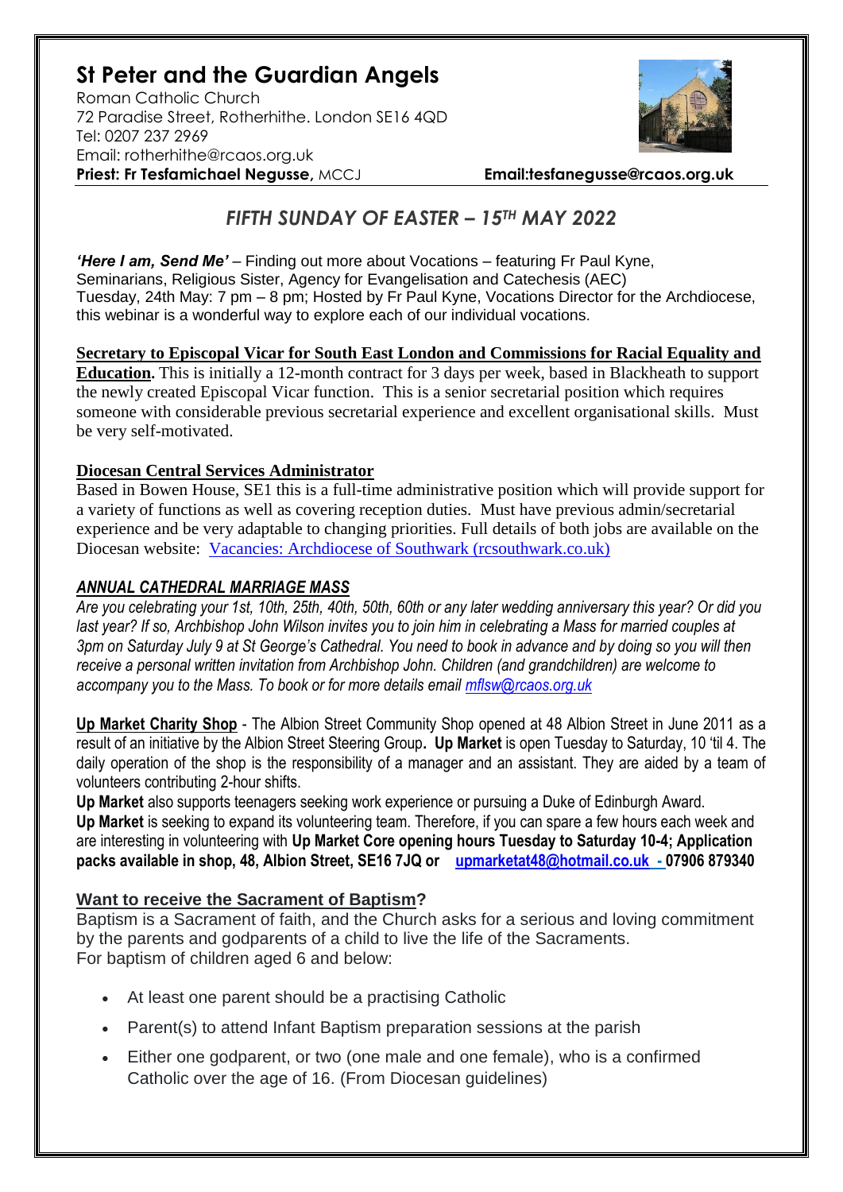# St Peter and the Guardian Angels

Roman Catholic Church
72 Paradise Street, Rotherhithe. London SE16 4QD
Tel: 0207 237 2969
Email: rotherhithe@rcaos.org.uk
**Priest: Fr Tesfamichael Negusse,** MCCJ **Email:tesfanegusse@rcaos.org.uk**

## *FIFTH SUNDAY OF EASTER – 15TH MAY 2022*

***'Here I am, Send Me'*** – Finding out more about Vocations – featuring Fr Paul Kyne, Seminarians, Religious Sister, Agency for Evangelisation and Catechesis (AEC)
Tuesday, 24th May: 7 pm – 8 pm; Hosted by Fr Paul Kyne, Vocations Director for the Archdiocese, this webinar is a wonderful way to explore each of our individual vocations.

**Secretary to Episcopal Vicar for South East London and Commissions for Racial Equality and Education.** This is initially a 12-month contract for 3 days per week, based in Blackheath to support the newly created Episcopal Vicar function. This is a senior secretarial position which requires someone with considerable previous secretarial experience and excellent organisational skills. Must be very self-motivated.

**Diocesan Central Services Administrator**
Based in Bowen House, SE1 this is a full-time administrative position which will provide support for a variety of functions as well as covering reception duties. Must have previous admin/secretarial experience and be very adaptable to changing priorities. Full details of both jobs are available on the Diocesan website: Vacancies: Archdiocese of Southwark (rcsouthwark.co.uk)

***ANNUAL CATHEDRAL MARRIAGE MASS***
*Are you celebrating your 1st, 10th, 25th, 40th, 50th, 60th or any later wedding anniversary this year? Or did you last year? If so, Archbishop John Wilson invites you to join him in celebrating a Mass for married couples at 3pm on Saturday July 9 at St George's Cathedral. You need to book in advance and by doing so you will then receive a personal written invitation from Archbishop John. Children (and grandchildren) are welcome to accompany you to the Mass. To book or for more details email mflsw@rcaos.org.uk*

**Up Market Charity Shop** - The Albion Street Community Shop opened at 48 Albion Street in June 2011 as a result of an initiative by the Albion Street Steering Group**. Up Market** is open Tuesday to Saturday, 10 'til 4. The daily operation of the shop is the responsibility of a manager and an assistant. They are aided by a team of volunteers contributing 2-hour shifts.
**Up Market** also supports teenagers seeking work experience or pursuing a Duke of Edinburgh Award.
**Up Market** is seeking to expand its volunteering team. Therefore, if you can spare a few hours each week and are interesting in volunteering with **Up Market Core opening hours Tuesday to Saturday 10-4; Application packs available in shop, 48, Albion Street, SE16 7JQ or upmarketat48@hotmail.co.uk - 07906 879340**

**Want to receive the Sacrament of Baptism?**
Baptism is a Sacrament of faith, and the Church asks for a serious and loving commitment by the parents and godparents of a child to live the life of the Sacraments.
For baptism of children aged 6 and below:

- At least one parent should be a practising Catholic
- Parent(s) to attend Infant Baptism preparation sessions at the parish
- Either one godparent, or two (one male and one female), who is a confirmed Catholic over the age of 16. (From Diocesan guidelines)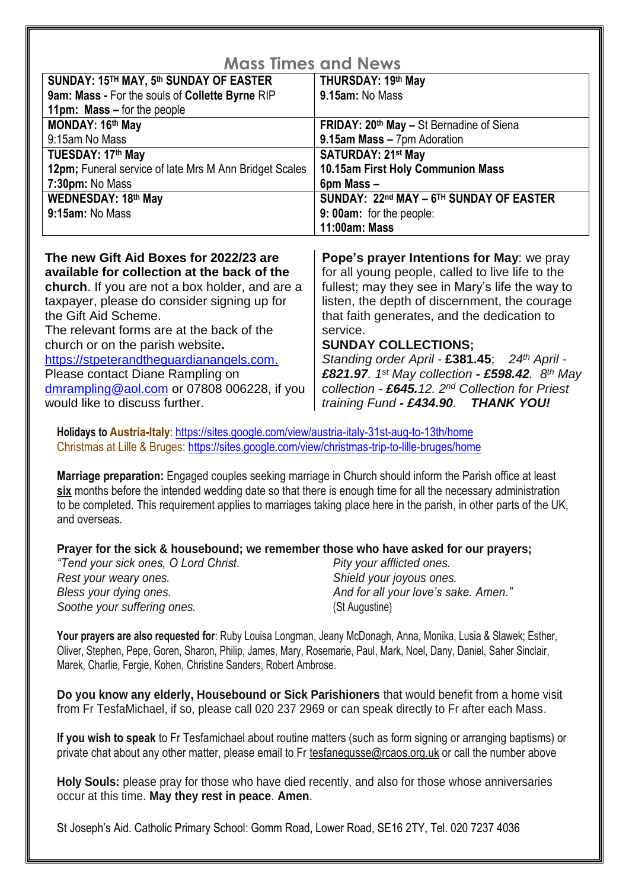# Mass Times and News

| | |
|---|---|
| **SUNDAY: 15TH MAY, 5th SUNDAY OF EASTER**<br>**9am: Mass -** For the souls of **Collette Byrne** RIP<br>**11pm: Mass –** for the people | **THURSDAY: 19th May**<br>**9.15am:** No Mass |
| **MONDAY: 16th May**<br>9:15am No Mass | **FRIDAY: 20th May –** St Bernadine of Siena<br>**9.15am Mass –** 7pm Adoration |
| **TUESDAY: 17th May**<br>**12pm;** Funeral service of late Mrs M Ann Bridget Scales<br>**7:30pm:** No Mass | **SATURDAY: 21st May**<br>**10.15am First Holy Communion Mass**<br>**6pm Mass –** |
| **WEDNESDAY: 18th May**<br>**9:15am:** No Mass | **SUNDAY: 22nd MAY – 6TH SUNDAY OF EASTER**<br>**9: 00am:** for the people:<br>**11:00am: Mass** |

**The new Gift Aid Boxes for 2022/23 are available for collection at the back of the church**. If you are not a box holder, and are a taxpayer, please do consider signing up for the Gift Aid Scheme.
The relevant forms are at the back of the church or on the parish website**.**
https://stpeterandtheguardianangels.com.
Please contact Diane Rampling on dmrampling@aol.com or 07808 006228, if you would like to discuss further.

**Pope's prayer Intentions for May**: we pray for all young people, called to live life to the fullest; may they see in Mary's life the way to listen, the depth of discernment, the courage that faith generates, and the dedication to service.

**SUNDAY COLLECTIONS;**
*Standing order April -* **£381.45**; *24th April -* ***£821.97****. 1st May collection* ***- £598.42****. 8th May collection -* ***£645****.12. 2nd Collection for Priest training Fund* ***- £434.90****.* ***THANK YOU!***

**Holidays to Austria-Italy**: https://sites.google.com/view/austria-italy-31st-aug-to-13th/home
Christmas at Lille & Bruges: https://sites.google.com/view/christmas-trip-to-lille-bruges/home

**Marriage preparation:** Engaged couples seeking marriage in Church should inform the Parish office at least **six** months before the intended wedding date so that there is enough time for all the necessary administration to be completed. This requirement applies to marriages taking place here in the parish, in other parts of the UK, and overseas.

**Prayer for the sick & housebound; we remember those who have asked for our prayers;**

*"Tend your sick ones, O Lord Christ.*
*Rest your weary ones.*
*Bless your dying ones.*
*Soothe your suffering ones.*
*Pity your afflicted ones.*
*Shield your joyous ones.*
*And for all your love's sake. Amen."*
(St Augustine)

**Your prayers are also requested for**: Ruby Louisa Longman, Jeany McDonagh, Anna, Monika, Lusia & Slawek; Esther, Oliver, Stephen, Pepe, Goren, Sharon, Philip, James, Mary, Rosemarie, Paul, Mark, Noel, Dany, Daniel, Saher Sinclair, Marek, Charlie, Fergie, Kohen, Christine Sanders, Robert Ambrose.

**Do you know any elderly, Housebound or Sick Parishioners** that would benefit from a home visit from Fr TesfaMichael, if so, please call 020 237 2969 or can speak directly to Fr after each Mass.

**If you wish to speak** to Fr Tesfamichael about routine matters (such as form signing or arranging baptisms) or private chat about any other matter, please email to Fr tesfanegusse@rcaos.org.uk or call the number above

**Holy Souls:** please pray for those who have died recently, and also for those whose anniversaries occur at this time. **May they rest in peace**. **Amen**.

St Joseph's Aid. Catholic Primary School: Gomm Road, Lower Road, SE16 2TY, Tel. 020 7237 4036